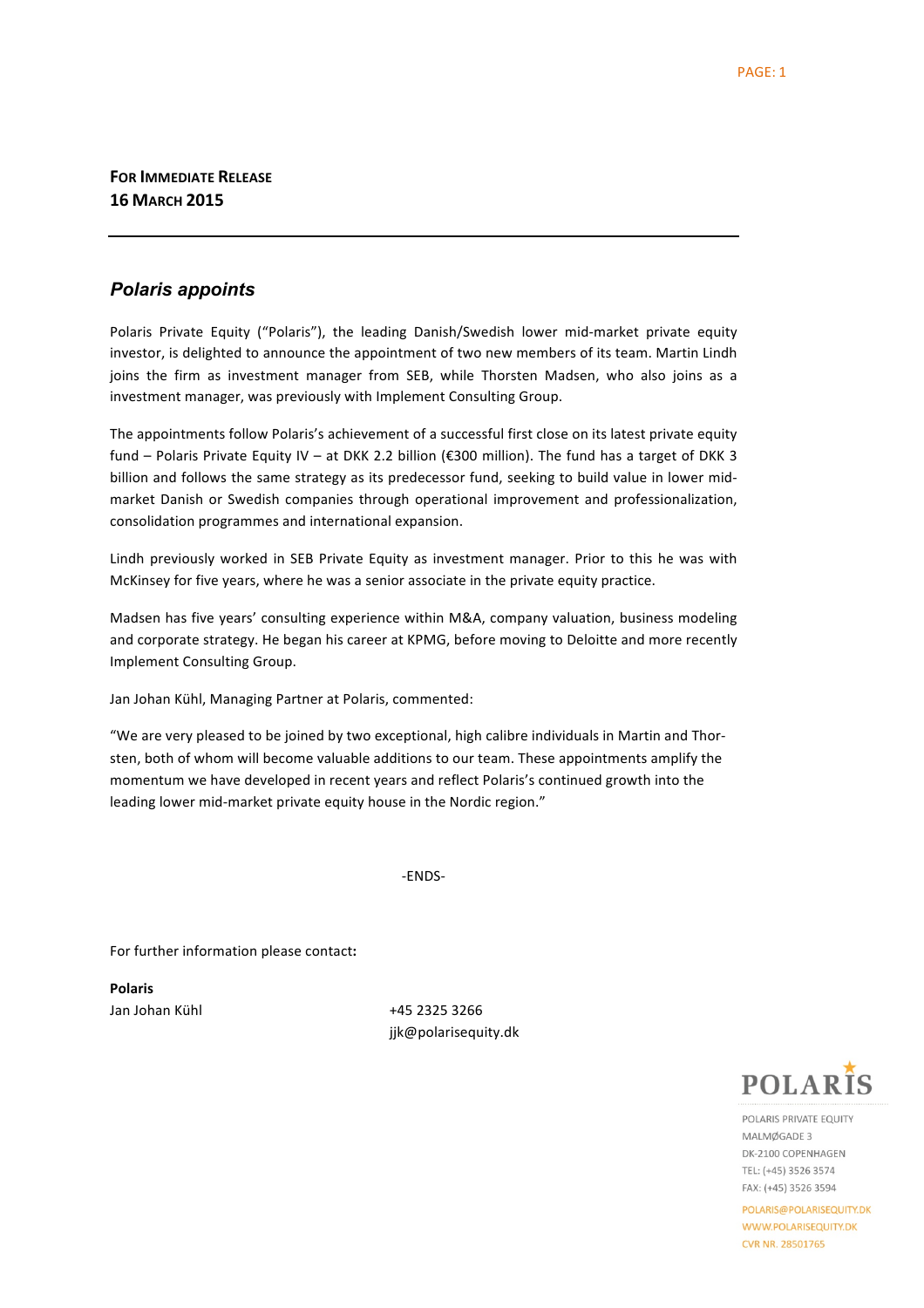**FOR IMMEDIATE RELEASE**
**16 MARCH 2015**

---

## *Polaris appoints*

Polaris Private Equity ("Polaris"), the leading Danish/Swedish lower mid-market private equity investor, is delighted to announce the appointment of two new members of its team. Martin Lindh joins the firm as investment manager from SEB, while Thorsten Madsen, who also joins as a investment manager, was previously with Implement Consulting Group.

The appointments follow Polaris's achievement of a successful first close on its latest private equity fund – Polaris Private Equity IV – at DKK 2.2 billion (€300 million). The fund has a target of DKK 3 billion and follows the same strategy as its predecessor fund, seeking to build value in lower mid-market Danish or Swedish companies through operational improvement and professionalization, consolidation programmes and international expansion.

Lindh previously worked in SEB Private Equity as investment manager. Prior to this he was with McKinsey for five years, where he was a senior associate in the private equity practice.

Madsen has five years' consulting experience within M&A, company valuation, business modeling and corporate strategy. He began his career at KPMG, before moving to Deloitte and more recently Implement Consulting Group.

Jan Johan Kühl, Managing Partner at Polaris, commented:

"We are very pleased to be joined by two exceptional, high calibre individuals in Martin and Thorsten, both of whom will become valuable additions to our team. These appointments amplify the momentum we have developed in recent years and reflect Polaris's continued growth into the leading lower mid-market private equity house in the Nordic region."

-ENDS-

For further information please contact**:**

**Polaris**
Jan Johan Kühl +45 2325 3266
jjk@polarisequity.dk

POLARIS

POLARIS PRIVATE EQUITY
MALMØGADE 3
DK-2100 COPENHAGEN
TEL: (+45) 3526 3574
FAX: (+45) 3526 3594
POLARIS@POLARISEQUITY.DK
WWW.POLARISEQUITY.DK
CVR NR. 28501765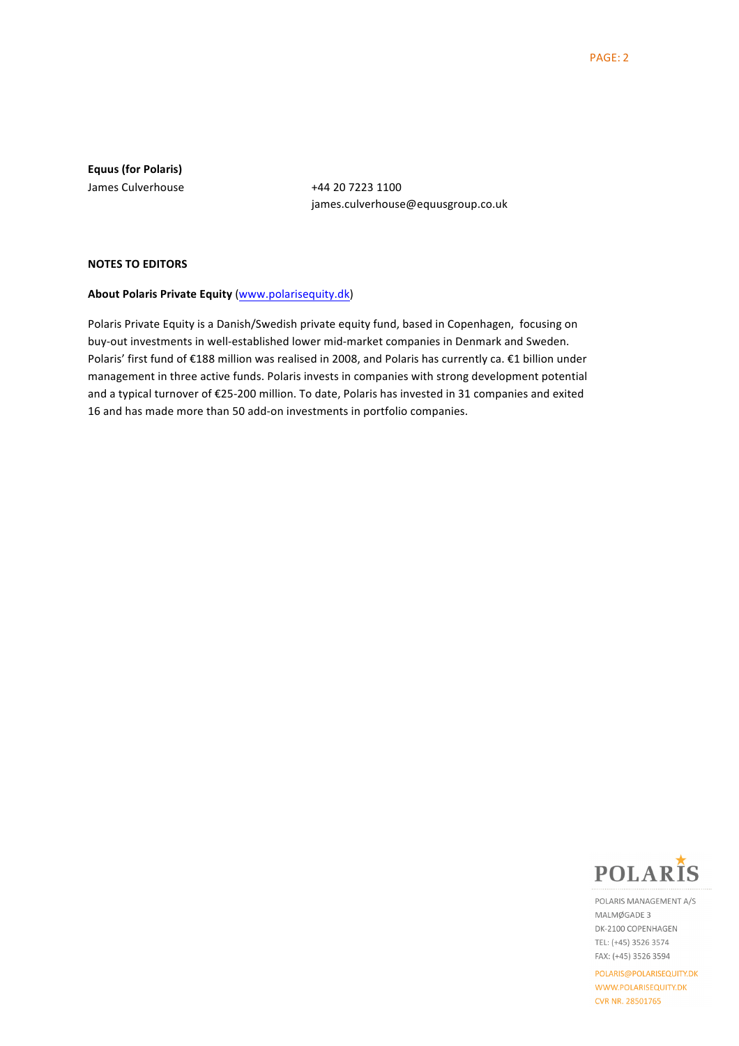**Equus (for Polaris)**

James Culverhouse +44 20 7223 1100
james.culverhouse@equusgroup.co.uk

**NOTES TO EDITORS**

**About Polaris Private Equity** (www.polarisequity.dk)

Polaris Private Equity is a Danish/Swedish private equity fund, based in Copenhagen, focusing on buy-out investments in well-established lower mid-market companies in Denmark and Sweden. Polaris' first fund of €188 million was realised in 2008, and Polaris has currently ca. €1 billion under management in three active funds. Polaris invests in companies with strong development potential and a typical turnover of €25-200 million. To date, Polaris has invested in 31 companies and exited 16 and has made more than 50 add-on investments in portfolio companies.

POLARIS

POLARIS MANAGEMENT A/S
MALMØGADE 3
DK-2100 COPENHAGEN
TEL: (+45) 3526 3574
FAX: (+45) 3526 3594
POLARIS@POLARISEQUITY.DK
WWW.POLARISEQUITY.DK
CVR NR. 28501765